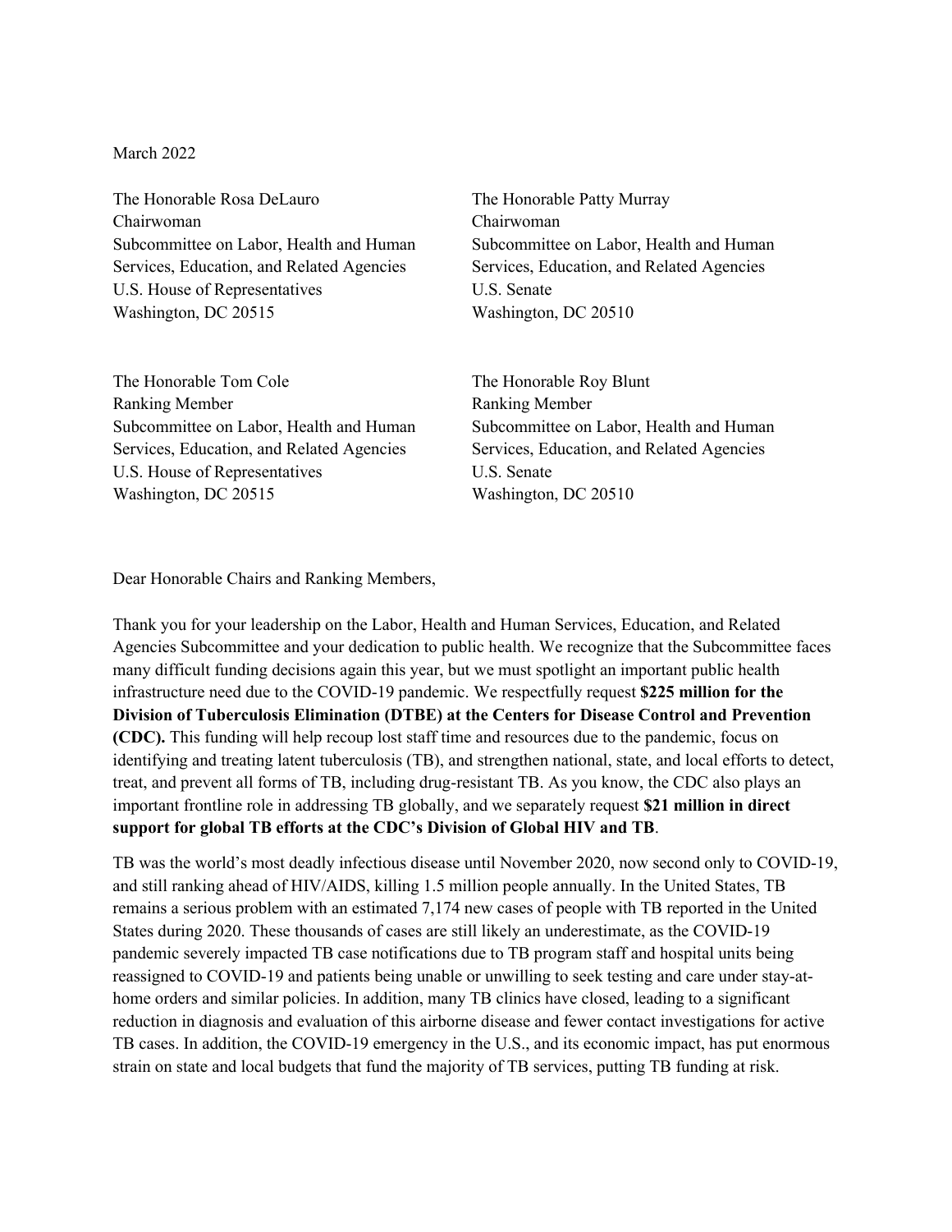March 2022

The Honorable Rosa DeLauro
Chairwoman
Subcommittee on Labor, Health and Human Services, Education, and Related Agencies
U.S. House of Representatives
Washington, DC 20515

The Honorable Patty Murray
Chairwoman
Subcommittee on Labor, Health and Human Services, Education, and Related Agencies
U.S. Senate
Washington, DC 20510

The Honorable Tom Cole
Ranking Member
Subcommittee on Labor, Health and Human Services, Education, and Related Agencies
U.S. House of Representatives
Washington, DC 20515

The Honorable Roy Blunt
Ranking Member
Subcommittee on Labor, Health and Human Services, Education, and Related Agencies
U.S. Senate
Washington, DC 20510

Dear Honorable Chairs and Ranking Members,

Thank you for your leadership on the Labor, Health and Human Services, Education, and Related Agencies Subcommittee and your dedication to public health. We recognize that the Subcommittee faces many difficult funding decisions again this year, but we must spotlight an important public health infrastructure need due to the COVID-19 pandemic. We respectfully request **$225 million for the Division of Tuberculosis Elimination (DTBE) at the Centers for Disease Control and Prevention (CDC).** This funding will help recoup lost staff time and resources due to the pandemic, focus on identifying and treating latent tuberculosis (TB), and strengthen national, state, and local efforts to detect, treat, and prevent all forms of TB, including drug-resistant TB. As you know, the CDC also plays an important frontline role in addressing TB globally, and we separately request **$21 million in direct support for global TB efforts at the CDC's Division of Global HIV and TB**.

TB was the world's most deadly infectious disease until November 2020, now second only to COVID-19, and still ranking ahead of HIV/AIDS, killing 1.5 million people annually. In the United States, TB remains a serious problem with an estimated 7,174 new cases of people with TB reported in the United States during 2020. These thousands of cases are still likely an underestimate, as the COVID-19 pandemic severely impacted TB case notifications due to TB program staff and hospital units being reassigned to COVID-19 and patients being unable or unwilling to seek testing and care under stay-at-home orders and similar policies. In addition, many TB clinics have closed, leading to a significant reduction in diagnosis and evaluation of this airborne disease and fewer contact investigations for active TB cases. In addition, the COVID-19 emergency in the U.S., and its economic impact, has put enormous strain on state and local budgets that fund the majority of TB services, putting TB funding at risk.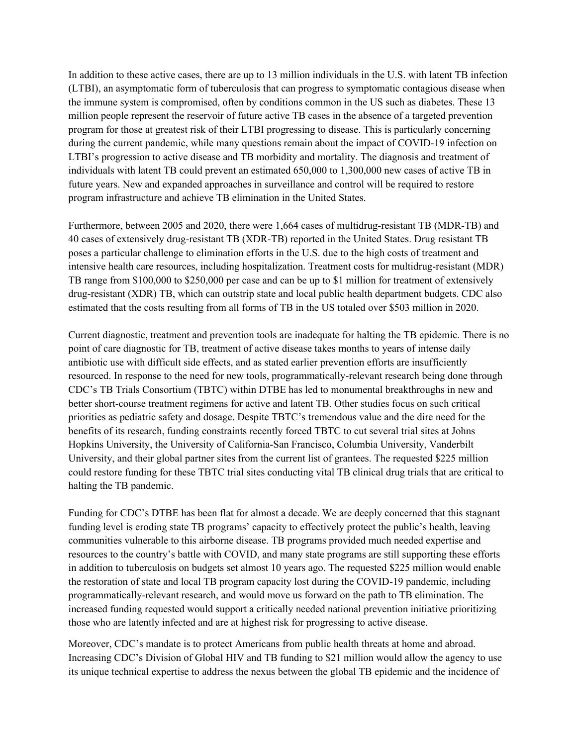In addition to these active cases, there are up to 13 million individuals in the U.S. with latent TB infection (LTBI), an asymptomatic form of tuberculosis that can progress to symptomatic contagious disease when the immune system is compromised, often by conditions common in the US such as diabetes. These 13 million people represent the reservoir of future active TB cases in the absence of a targeted prevention program for those at greatest risk of their LTBI progressing to disease. This is particularly concerning during the current pandemic, while many questions remain about the impact of COVID-19 infection on LTBI's progression to active disease and TB morbidity and mortality. The diagnosis and treatment of individuals with latent TB could prevent an estimated 650,000 to 1,300,000 new cases of active TB in future years. New and expanded approaches in surveillance and control will be required to restore program infrastructure and achieve TB elimination in the United States.

Furthermore, between 2005 and 2020, there were 1,664 cases of multidrug-resistant TB (MDR-TB) and 40 cases of extensively drug-resistant TB (XDR-TB) reported in the United States. Drug resistant TB poses a particular challenge to elimination efforts in the U.S. due to the high costs of treatment and intensive health care resources, including hospitalization. Treatment costs for multidrug-resistant (MDR) TB range from $100,000 to $250,000 per case and can be up to $1 million for treatment of extensively drug-resistant (XDR) TB, which can outstrip state and local public health department budgets. CDC also estimated that the costs resulting from all forms of TB in the US totaled over $503 million in 2020.

Current diagnostic, treatment and prevention tools are inadequate for halting the TB epidemic. There is no point of care diagnostic for TB, treatment of active disease takes months to years of intense daily antibiotic use with difficult side effects, and as stated earlier prevention efforts are insufficiently resourced. In response to the need for new tools, programmatically-relevant research being done through CDC's TB Trials Consortium (TBTC) within DTBE has led to monumental breakthroughs in new and better short-course treatment regimens for active and latent TB. Other studies focus on such critical priorities as pediatric safety and dosage. Despite TBTC's tremendous value and the dire need for the benefits of its research, funding constraints recently forced TBTC to cut several trial sites at Johns Hopkins University, the University of California-San Francisco, Columbia University, Vanderbilt University, and their global partner sites from the current list of grantees. The requested $225 million could restore funding for these TBTC trial sites conducting vital TB clinical drug trials that are critical to halting the TB pandemic.

Funding for CDC's DTBE has been flat for almost a decade. We are deeply concerned that this stagnant funding level is eroding state TB programs' capacity to effectively protect the public's health, leaving communities vulnerable to this airborne disease. TB programs provided much needed expertise and resources to the country's battle with COVID, and many state programs are still supporting these efforts in addition to tuberculosis on budgets set almost 10 years ago. The requested $225 million would enable the restoration of state and local TB program capacity lost during the COVID-19 pandemic, including programmatically-relevant research, and would move us forward on the path to TB elimination. The increased funding requested would support a critically needed national prevention initiative prioritizing those who are latently infected and are at highest risk for progressing to active disease.

Moreover, CDC's mandate is to protect Americans from public health threats at home and abroad. Increasing CDC's Division of Global HIV and TB funding to $21 million would allow the agency to use its unique technical expertise to address the nexus between the global TB epidemic and the incidence of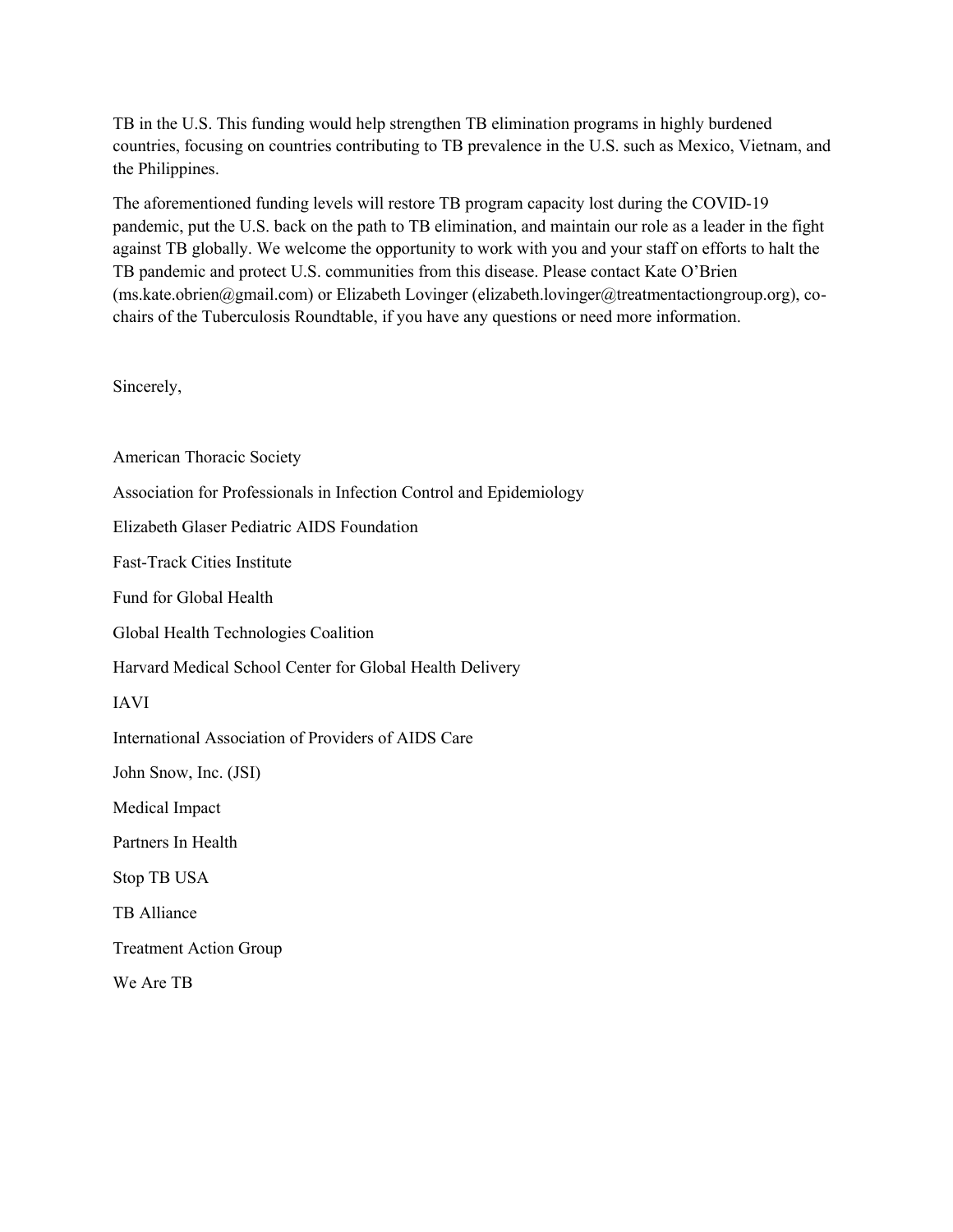TB in the U.S. This funding would help strengthen TB elimination programs in highly burdened countries, focusing on countries contributing to TB prevalence in the U.S. such as Mexico, Vietnam, and the Philippines.

The aforementioned funding levels will restore TB program capacity lost during the COVID-19 pandemic, put the U.S. back on the path to TB elimination, and maintain our role as a leader in the fight against TB globally. We welcome the opportunity to work with you and your staff on efforts to halt the TB pandemic and protect U.S. communities from this disease. Please contact Kate O'Brien (ms.kate.obrien@gmail.com) or Elizabeth Lovinger (elizabeth.lovinger@treatmentactiongroup.org), co-chairs of the Tuberculosis Roundtable, if you have any questions or need more information.

Sincerely,

American Thoracic Society

Association for Professionals in Infection Control and Epidemiology

Elizabeth Glaser Pediatric AIDS Foundation

Fast-Track Cities Institute

Fund for Global Health

Global Health Technologies Coalition

Harvard Medical School Center for Global Health Delivery

IAVI

International Association of Providers of AIDS Care

John Snow, Inc. (JSI)

Medical Impact

Partners In Health

Stop TB USA

TB Alliance

Treatment Action Group

We Are TB